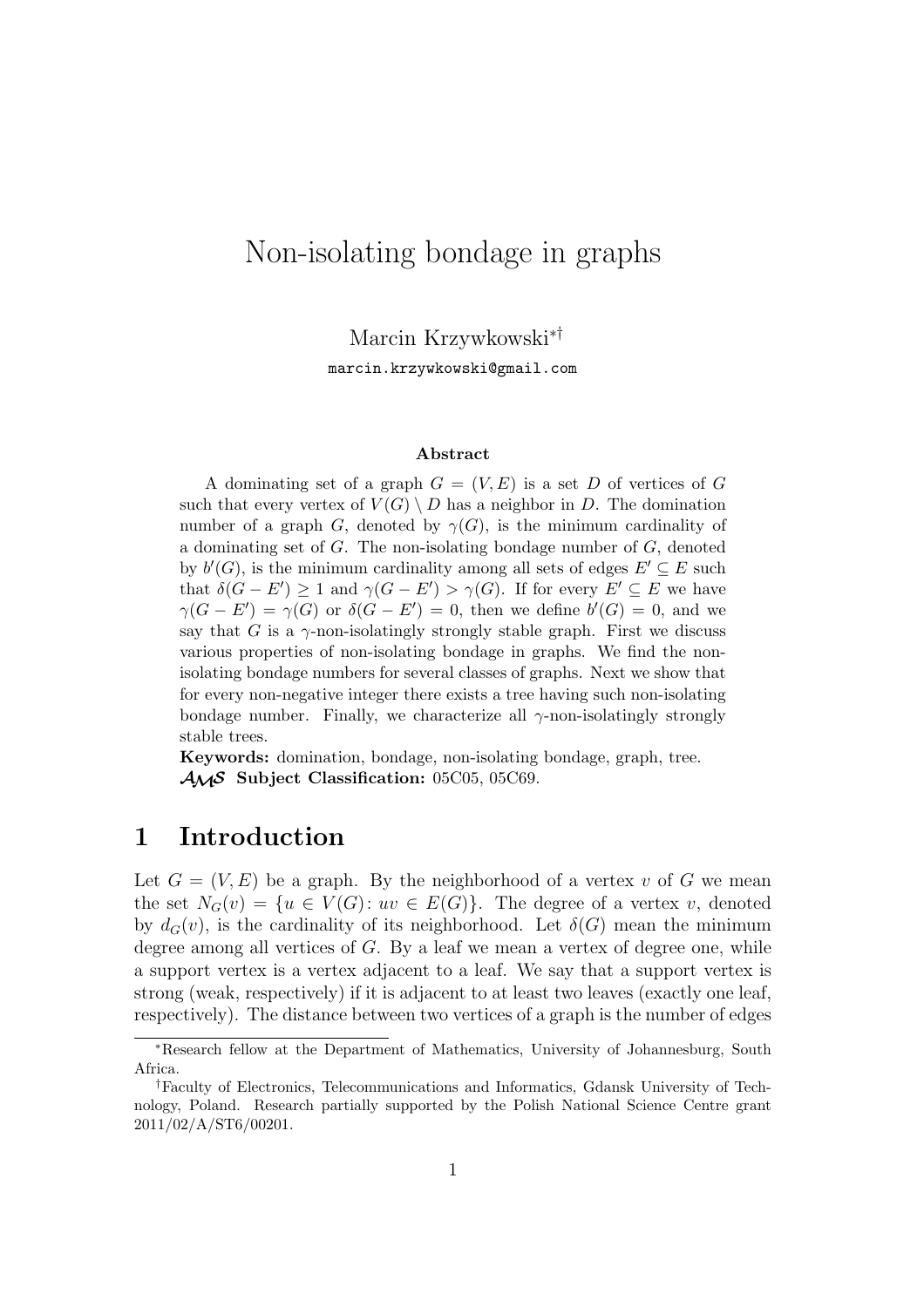# Non-isolating bondage in graphs

Marcin Krzywkowski[*][†]

marcin.krzywkowski@gmail.com

**Abstract**

A dominating set of a graph $G = (V, E)$ is a set $D$ of vertices of $G$ such that every vertex of $V(G) \setminus D$ has a neighbor in $D$. The domination number of a graph $G$, denoted by $\gamma(G)$, is the minimum cardinality of a dominating set of $G$. The non-isolating bondage number of $G$, denoted by $b'(G)$, is the minimum cardinality among all sets of edges $E' \subseteq E$ such that $\delta(G - E') \geq 1$ and $\gamma(G - E') > \gamma(G)$. If for every $E' \subseteq E$ we have $\gamma(G - E') = \gamma(G)$ or $\delta(G - E') = 0$, then we define $b'(G) = 0$, and we say that $G$ is a $\gamma$-non-isolatingly strongly stable graph. First we discuss various properties of non-isolating bondage in graphs. We find the non-isolating bondage numbers for several classes of graphs. Next we show that for every non-negative integer there exists a tree having such non-isolating bondage number. Finally, we characterize all $\gamma$-non-isolatingly strongly stable trees.

**Keywords:** domination, bondage, non-isolating bondage, graph, tree.

**AMS Subject Classification:** 05C05, 05C69.

## 1 Introduction

Let $G = (V, E)$ be a graph. By the neighborhood of a vertex $v$ of $G$ we mean the set $N_G(v) = \{u \in V(G) : uv \in E(G)\}$. The degree of a vertex $v$, denoted by $d_G(v)$, is the cardinality of its neighborhood. Let $\delta(G)$ mean the minimum degree among all vertices of $G$. By a leaf we mean a vertex of degree one, while a support vertex is a vertex adjacent to a leaf. We say that a support vertex is strong (weak, respectively) if it is adjacent to at least two leaves (exactly one leaf, respectively). The distance between two vertices of a graph is the number of edges

---

[*] Research fellow at the Department of Mathematics, University of Johannesburg, South Africa.

[†] Faculty of Electronics, Telecommunications and Informatics, Gdansk University of Technology, Poland. Research partially supported by the Polish National Science Centre grant 2011/02/A/ST6/00201.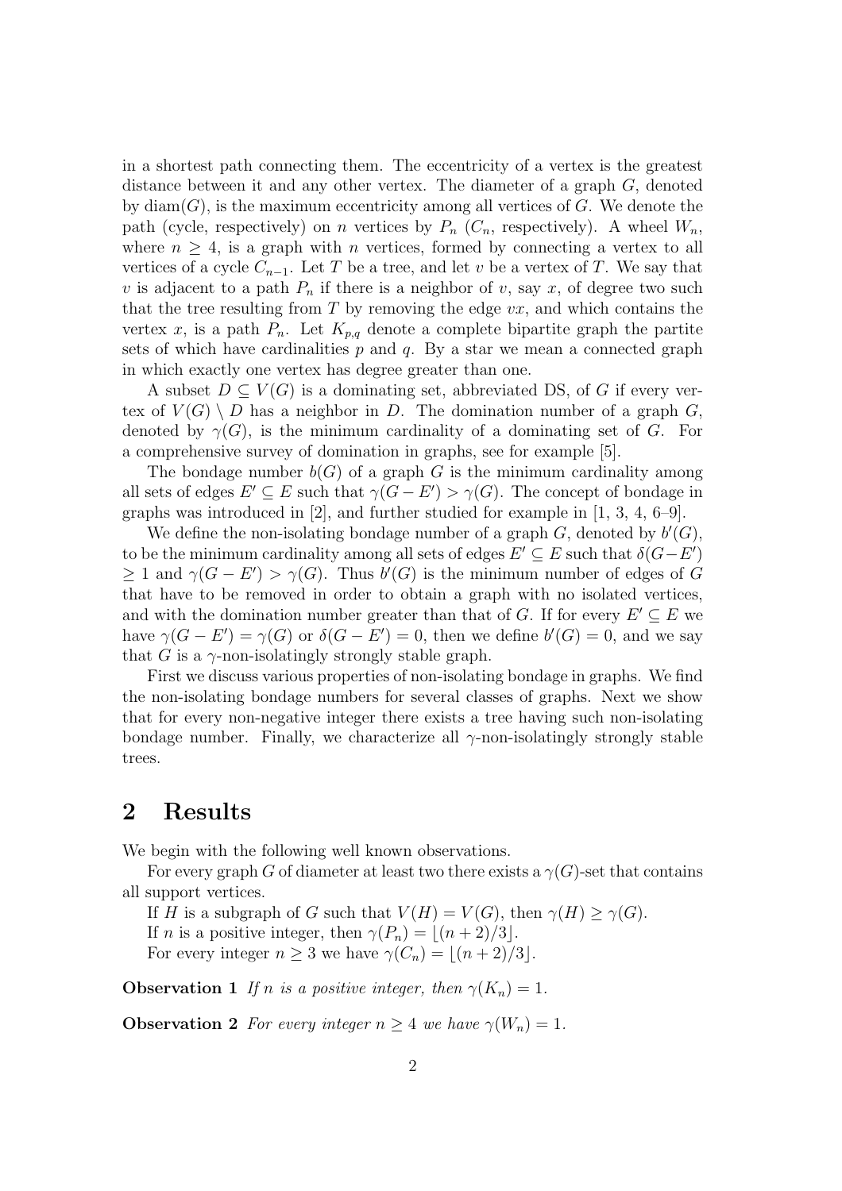in a shortest path connecting them. The eccentricity of a vertex is the greatest distance between it and any other vertex. The diameter of a graph $G$, denoted by $\mathrm{diam}(G)$, is the maximum eccentricity among all vertices of $G$. We denote the path (cycle, respectively) on $n$ vertices by $P_n$ ($C_n$, respectively). A wheel $W_n$, where $n \geq 4$, is a graph with $n$ vertices, formed by connecting a vertex to all vertices of a cycle $C_{n-1}$. Let $T$ be a tree, and let $v$ be a vertex of $T$. We say that $v$ is adjacent to a path $P_n$ if there is a neighbor of $v$, say $x$, of degree two such that the tree resulting from $T$ by removing the edge $vx$, and which contains the vertex $x$, is a path $P_n$. Let $K_{p,q}$ denote a complete bipartite graph the partite sets of which have cardinalities $p$ and $q$. By a star we mean a connected graph in which exactly one vertex has degree greater than one.

A subset $D \subseteq V(G)$ is a dominating set, abbreviated DS, of $G$ if every vertex of $V(G) \setminus D$ has a neighbor in $D$. The domination number of a graph $G$, denoted by $\gamma(G)$, is the minimum cardinality of a dominating set of $G$. For a comprehensive survey of domination in graphs, see for example [5].

The bondage number $b(G)$ of a graph $G$ is the minimum cardinality among all sets of edges $E' \subseteq E$ such that $\gamma(G - E') > \gamma(G)$. The concept of bondage in graphs was introduced in [2], and further studied for example in [1, 3, 4, 6–9].

We define the non-isolating bondage number of a graph $G$, denoted by $b'(G)$, to be the minimum cardinality among all sets of edges $E' \subseteq E$ such that $\delta(G - E') \geq 1$ and $\gamma(G - E') > \gamma(G)$. Thus $b'(G)$ is the minimum number of edges of $G$ that have to be removed in order to obtain a graph with no isolated vertices, and with the domination number greater than that of $G$. If for every $E' \subseteq E$ we have $\gamma(G - E') = \gamma(G)$ or $\delta(G - E') = 0$, then we define $b'(G) = 0$, and we say that $G$ is a $\gamma$-non-isolatingly strongly stable graph.

First we discuss various properties of non-isolating bondage in graphs. We find the non-isolating bondage numbers for several classes of graphs. Next we show that for every non-negative integer there exists a tree having such non-isolating bondage number. Finally, we characterize all $\gamma$-non-isolatingly strongly stable trees.

## 2 Results

We begin with the following well known observations.

For every graph $G$ of diameter at least two there exists a $\gamma(G)$-set that contains all support vertices.

If $H$ is a subgraph of $G$ such that $V(H) = V(G)$, then $\gamma(H) \geq \gamma(G)$.

If $n$ is a positive integer, then $\gamma(P_n) = \lfloor (n + 2)/3 \rfloor$.

For every integer $n \geq 3$ we have $\gamma(C_n) = \lfloor (n + 2)/3 \rfloor$.

**Observation 1** *If $n$ is a positive integer, then $\gamma(K_n) = 1$.*

**Observation 2** *For every integer $n \geq 4$ we have $\gamma(W_n) = 1$.*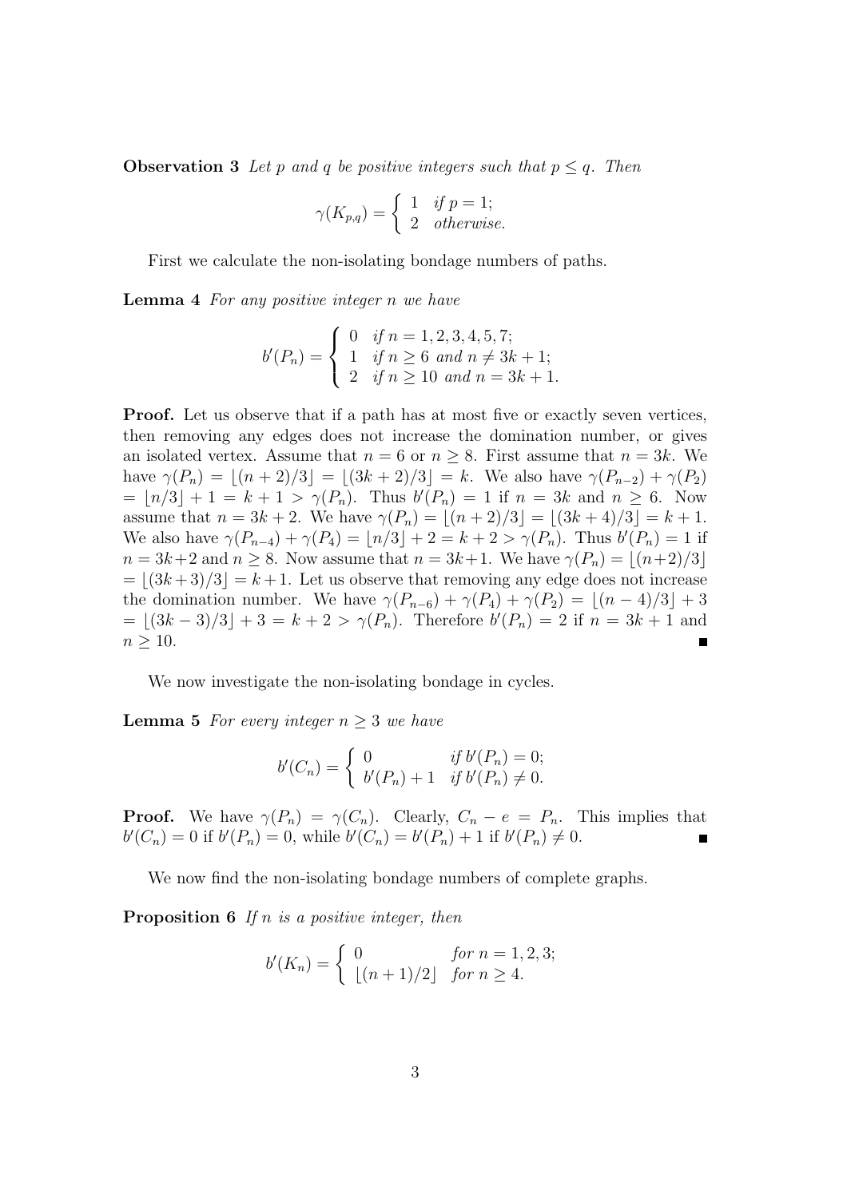**Observation 3** *Let $p$ and $q$ be positive integers such that $p \le q$. Then*

$$\gamma(K_{p,q}) = \begin{cases} 1 & \text{if } p = 1; \\ 2 & \text{otherwise.} \end{cases}$$

First we calculate the non-isolating bondage numbers of paths.

**Lemma 4** *For any positive integer $n$ we have*

$$b'(P_n) = \begin{cases} 0 & \text{if } n = 1, 2, 3, 4, 5, 7; \\ 1 & \text{if } n \ge 6 \text{ and } n \ne 3k+1; \\ 2 & \text{if } n \ge 10 \text{ and } n = 3k+1. \end{cases}$$

**Proof.** Let us observe that if a path has at most five or exactly seven vertices, then removing any edges does not increase the domination number, or gives an isolated vertex. Assume that $n = 6$ or $n \ge 8$. First assume that $n = 3k$. We have $\gamma(P_n) = \lfloor (n+2)/3 \rfloor = \lfloor (3k+2)/3 \rfloor = k$. We also have $\gamma(P_{n-2}) + \gamma(P_2) = \lfloor n/3 \rfloor + 1 = k+1 > \gamma(P_n)$. Thus $b'(P_n) = 1$ if $n = 3k$ and $n \ge 6$. Now assume that $n = 3k+2$. We have $\gamma(P_n) = \lfloor (n+2)/3 \rfloor = \lfloor (3k+4)/3 \rfloor = k+1$. We also have $\gamma(P_{n-4}) + \gamma(P_4) = \lfloor n/3 \rfloor + 2 = k+2 > \gamma(P_n)$. Thus $b'(P_n) = 1$ if $n = 3k+2$ and $n \ge 8$. Now assume that $n = 3k+1$. We have $\gamma(P_n) = \lfloor (n+2)/3 \rfloor = \lfloor (3k+3)/3 \rfloor = k+1$. Let us observe that removing any edge does not increase the domination number. We have $\gamma(P_{n-6}) + \gamma(P_4) + \gamma(P_2) = \lfloor (n-4)/3 \rfloor + 3 = \lfloor (3k-3)/3 \rfloor + 3 = k+2 > \gamma(P_n)$. Therefore $b'(P_n) = 2$ if $n = 3k+1$ and $n \ge 10$. ∎

We now investigate the non-isolating bondage in cycles.

**Lemma 5** *For every integer $n \ge 3$ we have*

$$b'(C_n) = \begin{cases} 0 & \text{if } b'(P_n) = 0; \\ b'(P_n) + 1 & \text{if } b'(P_n) \ne 0. \end{cases}$$

**Proof.** We have $\gamma(P_n) = \gamma(C_n)$. Clearly, $C_n - e = P_n$. This implies that $b'(C_n) = 0$ if $b'(P_n) = 0$, while $b'(C_n) = b'(P_n) + 1$ if $b'(P_n) \ne 0$. ∎

We now find the non-isolating bondage numbers of complete graphs.

**Proposition 6** *If $n$ is a positive integer, then*

$$b'(K_n) = \begin{cases} 0 & \text{for } n = 1, 2, 3; \\ \lfloor (n+1)/2 \rfloor & \text{for } n \ge 4. \end{cases}$$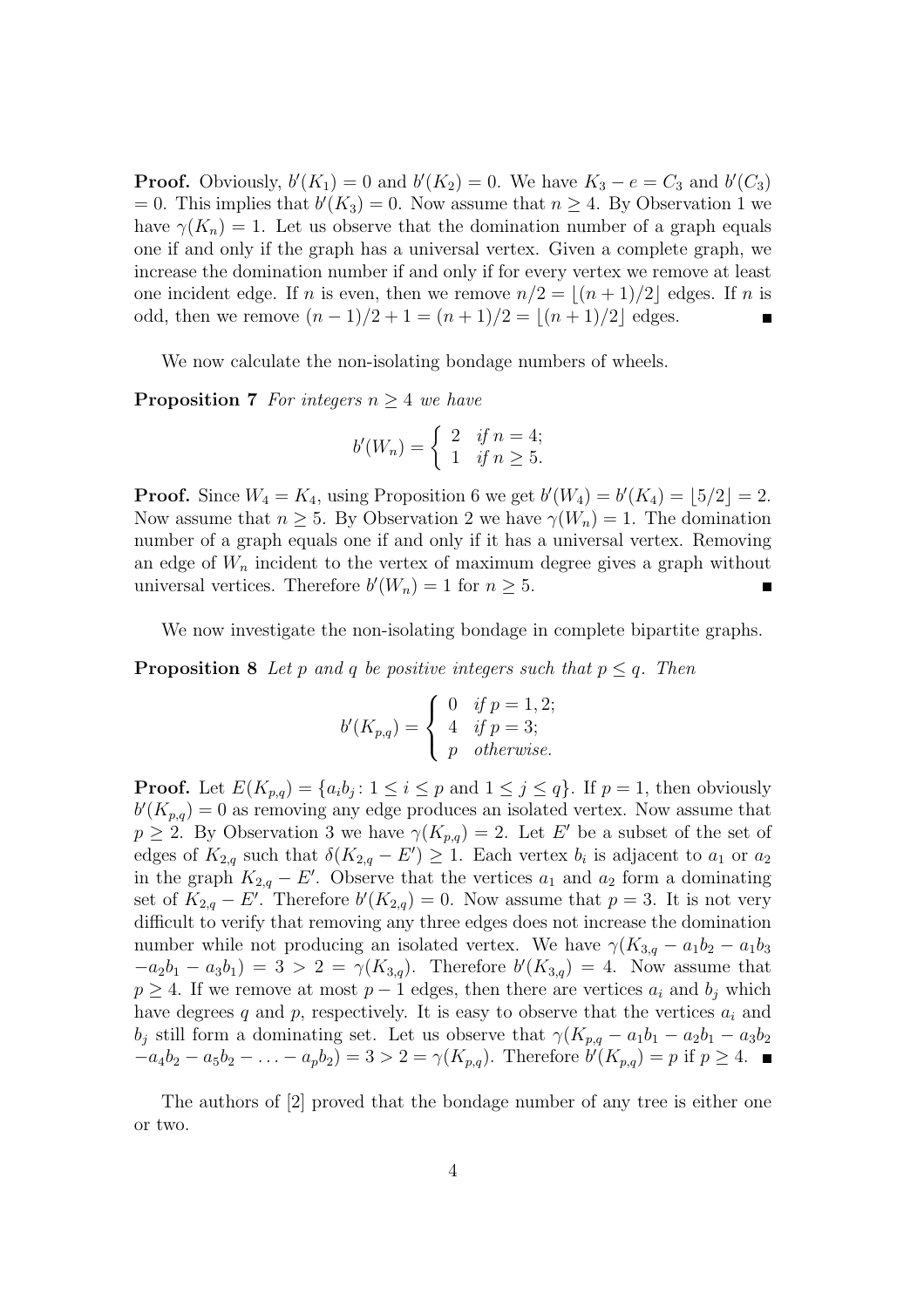**Proof.** Obviously, $b'(K_1) = 0$ and $b'(K_2) = 0$. We have $K_3 - e = C_3$ and $b'(C_3) = 0$. This implies that $b'(K_3) = 0$. Now assume that $n \geq 4$. By Observation 1 we have $\gamma(K_n) = 1$. Let us observe that the domination number of a graph equals one if and only if the graph has a universal vertex. Given a complete graph, we increase the domination number if and only if for every vertex we remove at least one incident edge. If $n$ is even, then we remove $n/2 = \lfloor (n+1)/2 \rfloor$ edges. If $n$ is odd, then we remove $(n-1)/2 + 1 = (n+1)/2 = \lfloor (n+1)/2 \rfloor$ edges. ∎

We now calculate the non-isolating bondage numbers of wheels.

**Proposition 7** *For integers $n \geq 4$ we have*

$$b'(W_n) = \begin{cases} 2 & \text{if } n = 4; \\ 1 & \text{if } n \geq 5. \end{cases}$$

**Proof.** Since $W_4 = K_4$, using Proposition 6 we get $b'(W_4) = b'(K_4) = \lfloor 5/2 \rfloor = 2$. Now assume that $n \geq 5$. By Observation 2 we have $\gamma(W_n) = 1$. The domination number of a graph equals one if and only if it has a universal vertex. Removing an edge of $W_n$ incident to the vertex of maximum degree gives a graph without universal vertices. Therefore $b'(W_n) = 1$ for $n \geq 5$. ∎

We now investigate the non-isolating bondage in complete bipartite graphs.

**Proposition 8** *Let $p$ and $q$ be positive integers such that $p \leq q$. Then*

$$b'(K_{p,q}) = \begin{cases} 0 & \text{if } p = 1, 2; \\ 4 & \text{if } p = 3; \\ p & \text{otherwise.} \end{cases}$$

**Proof.** Let $E(K_{p,q}) = \{a_i b_j \colon 1 \leq i \leq p \text{ and } 1 \leq j \leq q\}$. If $p = 1$, then obviously $b'(K_{p,q}) = 0$ as removing any edge produces an isolated vertex. Now assume that $p \geq 2$. By Observation 3 we have $\gamma(K_{p,q}) = 2$. Let $E'$ be a subset of the set of edges of $K_{2,q}$ such that $\delta(K_{2,q} - E') \geq 1$. Each vertex $b_i$ is adjacent to $a_1$ or $a_2$ in the graph $K_{2,q} - E'$. Observe that the vertices $a_1$ and $a_2$ form a dominating set of $K_{2,q} - E'$. Therefore $b'(K_{2,q}) = 0$. Now assume that $p = 3$. It is not very difficult to verify that removing any three edges does not increase the domination number while not producing an isolated vertex. We have $\gamma(K_{3,q} - a_1b_2 - a_1b_3 - a_2b_1 - a_3b_1) = 3 > 2 = \gamma(K_{3,q})$. Therefore $b'(K_{3,q}) = 4$. Now assume that $p \geq 4$. If we remove at most $p - 1$ edges, then there are vertices $a_i$ and $b_j$ which have degrees $q$ and $p$, respectively. It is easy to observe that the vertices $a_i$ and $b_j$ still form a dominating set. Let us observe that $\gamma(K_{p,q} - a_1b_1 - a_2b_1 - a_3b_2 - a_4b_2 - a_5b_2 - \ldots - a_pb_2) = 3 > 2 = \gamma(K_{p,q})$. Therefore $b'(K_{p,q}) = p$ if $p \geq 4$. ∎

The authors of [2] proved that the bondage number of any tree is either one or two.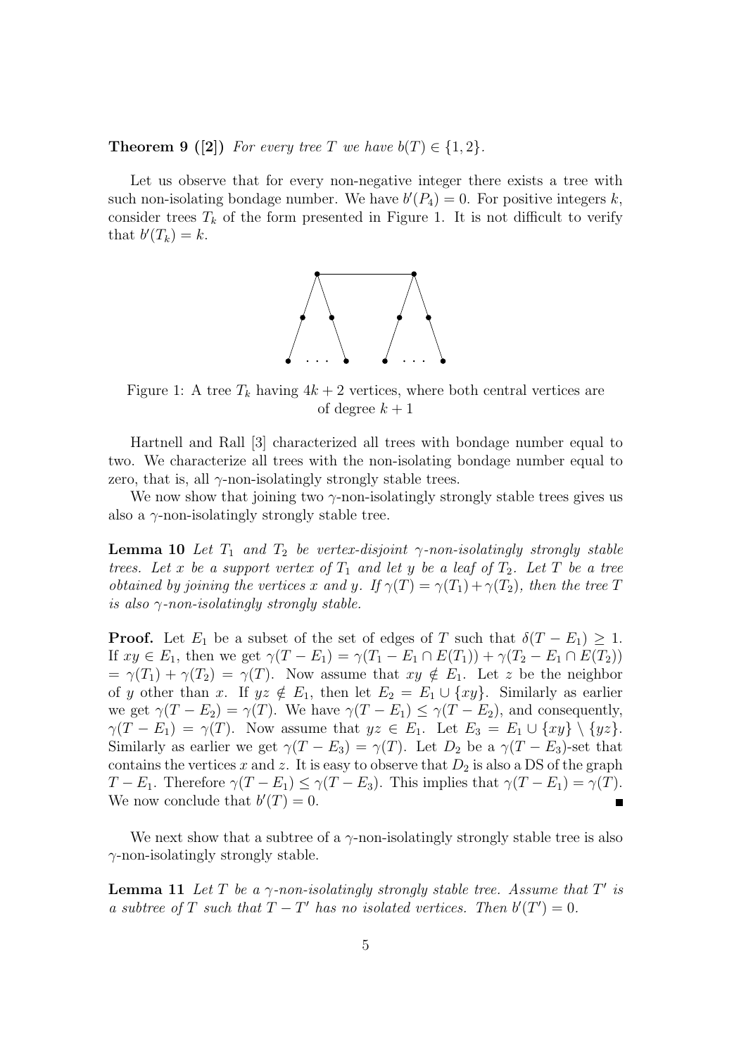**Theorem 9 ([2])** *For every tree $T$ we have $b(T) \in \{1, 2\}$.*

Let us observe that for every non-negative integer there exists a tree with such non-isolating bondage number. We have $b'(P_4) = 0$. For positive integers $k$, consider trees $T_k$ of the form presented in Figure 1. It is not difficult to verify that $b'(T_k) = k$.

Figure 1: A tree $T_k$ having $4k+2$ vertices, where both central vertices are of degree $k+1$

Hartnell and Rall [3] characterized all trees with bondage number equal to two. We characterize all trees with the non-isolating bondage number equal to zero, that is, all $\gamma$-non-isolatingly strongly stable trees.

We now show that joining two $\gamma$-non-isolatingly strongly stable trees gives us also a $\gamma$-non-isolatingly strongly stable tree.

**Lemma 10** *Let $T_1$ and $T_2$ be vertex-disjoint $\gamma$-non-isolatingly strongly stable trees. Let $x$ be a support vertex of $T_1$ and let $y$ be a leaf of $T_2$. Let $T$ be a tree obtained by joining the vertices $x$ and $y$. If $\gamma(T) = \gamma(T_1) + \gamma(T_2)$, then the tree $T$ is also $\gamma$-non-isolatingly strongly stable.*

**Proof.** Let $E_1$ be a subset of the set of edges of $T$ such that $\delta(T - E_1) \geq 1$. If $xy \in E_1$, then we get $\gamma(T - E_1) = \gamma(T_1 - E_1 \cap E(T_1)) + \gamma(T_2 - E_1 \cap E(T_2)) = \gamma(T_1) + \gamma(T_2) = \gamma(T)$. Now assume that $xy \notin E_1$. Let $z$ be the neighbor of $y$ other than $x$. If $yz \notin E_1$, then let $E_2 = E_1 \cup \{xy\}$. Similarly as earlier we get $\gamma(T - E_2) = \gamma(T)$. We have $\gamma(T - E_1) \leq \gamma(T - E_2)$, and consequently, $\gamma(T - E_1) = \gamma(T)$. Now assume that $yz \in E_1$. Let $E_3 = E_1 \cup \{xy\} \setminus \{yz\}$. Similarly as earlier we get $\gamma(T - E_3) = \gamma(T)$. Let $D_2$ be a $\gamma(T - E_3)$-set that contains the vertices $x$ and $z$. It is easy to observe that $D_2$ is also a DS of the graph $T - E_1$. Therefore $\gamma(T - E_1) \leq \gamma(T - E_3)$. This implies that $\gamma(T - E_1) = \gamma(T)$. We now conclude that $b'(T) = 0$. ∎

We next show that a subtree of a $\gamma$-non-isolatingly strongly stable tree is also $\gamma$-non-isolatingly strongly stable.

**Lemma 11** *Let $T$ be a $\gamma$-non-isolatingly strongly stable tree. Assume that $T'$ is a subtree of $T$ such that $T - T'$ has no isolated vertices. Then $b'(T') = 0$.*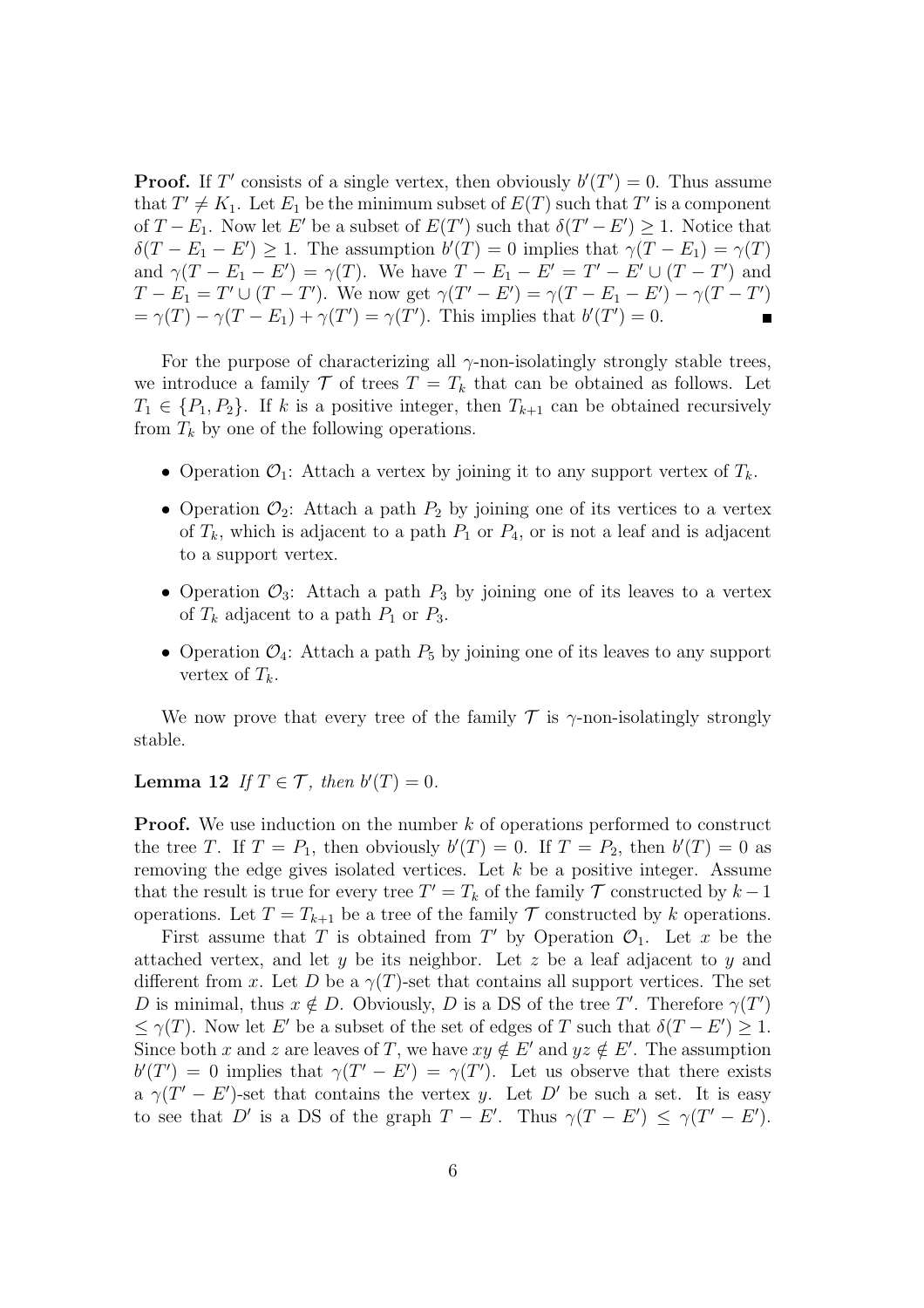**Proof.** If $T'$ consists of a single vertex, then obviously $b'(T') = 0$. Thus assume that $T' \neq K_1$. Let $E_1$ be the minimum subset of $E(T)$ such that $T'$ is a component of $T - E_1$. Now let $E'$ be a subset of $E(T')$ such that $\delta(T' - E') \geq 1$. Notice that $\delta(T - E_1 - E') \geq 1$. The assumption $b'(T) = 0$ implies that $\gamma(T - E_1) = \gamma(T)$ and $\gamma(T - E_1 - E') = \gamma(T)$. We have $T - E_1 - E' = T' - E' \cup (T - T')$ and $T - E_1 = T' \cup (T - T')$. We now get $\gamma(T' - E') = \gamma(T - E_1 - E') - \gamma(T - T')$ $= \gamma(T) - \gamma(T - E_1) + \gamma(T') = \gamma(T')$. This implies that $b'(T') = 0$. ∎

For the purpose of characterizing all $\gamma$-non-isolatingly strongly stable trees, we introduce a family $\mathcal{T}$ of trees $T = T_k$ that can be obtained as follows. Let $T_1 \in \{P_1, P_2\}$. If $k$ is a positive integer, then $T_{k+1}$ can be obtained recursively from $T_k$ by one of the following operations.

- Operation $\mathcal{O}_1$: Attach a vertex by joining it to any support vertex of $T_k$.
- Operation $\mathcal{O}_2$: Attach a path $P_2$ by joining one of its vertices to a vertex of $T_k$, which is adjacent to a path $P_1$ or $P_4$, or is not a leaf and is adjacent to a support vertex.
- Operation $\mathcal{O}_3$: Attach a path $P_3$ by joining one of its leaves to a vertex of $T_k$ adjacent to a path $P_1$ or $P_3$.
- Operation $\mathcal{O}_4$: Attach a path $P_5$ by joining one of its leaves to any support vertex of $T_k$.

We now prove that every tree of the family $\mathcal{T}$ is $\gamma$-non-isolatingly strongly stable.

**Lemma 12** *If $T \in \mathcal{T}$, then $b'(T) = 0$.*

**Proof.** We use induction on the number $k$ of operations performed to construct the tree $T$. If $T = P_1$, then obviously $b'(T) = 0$. If $T = P_2$, then $b'(T) = 0$ as removing the edge gives isolated vertices. Let $k$ be a positive integer. Assume that the result is true for every tree $T' = T_k$ of the family $\mathcal{T}$ constructed by $k - 1$ operations. Let $T = T_{k+1}$ be a tree of the family $\mathcal{T}$ constructed by $k$ operations.

First assume that $T$ is obtained from $T'$ by Operation $\mathcal{O}_1$. Let $x$ be the attached vertex, and let $y$ be its neighbor. Let $z$ be a leaf adjacent to $y$ and different from $x$. Let $D$ be a $\gamma(T)$-set that contains all support vertices. The set $D$ is minimal, thus $x \notin D$. Obviously, $D$ is a DS of the tree $T'$. Therefore $\gamma(T')$ $\leq \gamma(T)$. Now let $E'$ be a subset of the set of edges of $T$ such that $\delta(T - E') \geq 1$. Since both $x$ and $z$ are leaves of $T$, we have $xy \notin E'$ and $yz \notin E'$. The assumption $b'(T') = 0$ implies that $\gamma(T' - E') = \gamma(T')$. Let us observe that there exists a $\gamma(T' - E')$-set that contains the vertex $y$. Let $D'$ be such a set. It is easy to see that $D'$ is a DS of the graph $T - E'$. Thus $\gamma(T - E') \leq \gamma(T' - E')$.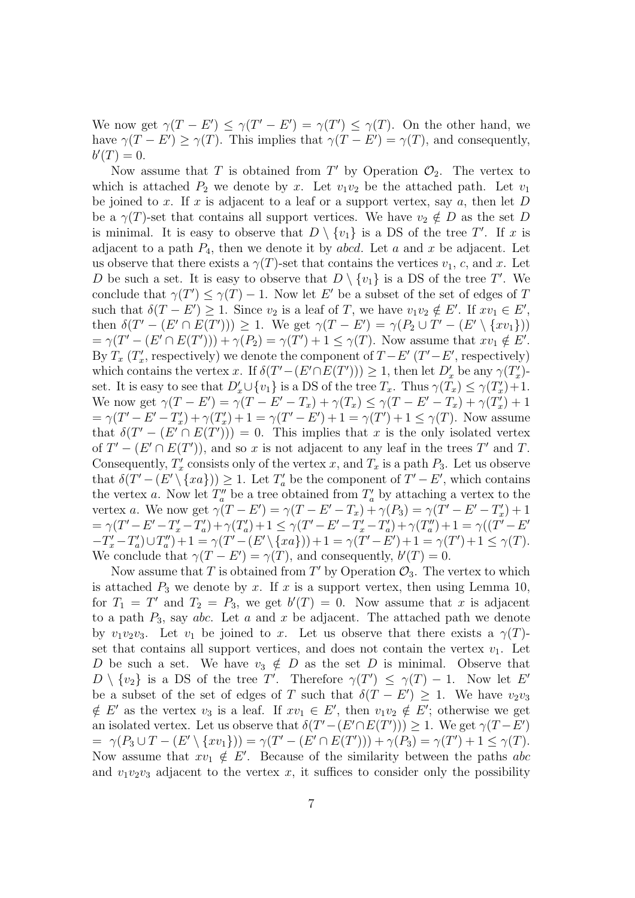We now get $\gamma(T - E') \leq \gamma(T' - E') = \gamma(T') \leq \gamma(T)$. On the other hand, we have $\gamma(T - E') \geq \gamma(T)$. This implies that $\gamma(T - E') = \gamma(T)$, and consequently, $b'(T) = 0$.

Now assume that $T$ is obtained from $T'$ by Operation $\mathcal{O}_2$. The vertex to which is attached $P_2$ we denote by $x$. Let $v_1v_2$ be the attached path. Let $v_1$ be joined to $x$. If $x$ is adjacent to a leaf or a support vertex, say $a$, then let $D$ be a $\gamma(T)$-set that contains all support vertices. We have $v_2 \notin D$ as the set $D$ is minimal. It is easy to observe that $D \setminus \{v_1\}$ is a DS of the tree $T'$. If $x$ is adjacent to a path $P_4$, then we denote it by $abcd$. Let $a$ and $x$ be adjacent. Let us observe that there exists a $\gamma(T)$-set that contains the vertices $v_1$, $c$, and $x$. Let $D$ be such a set. It is easy to observe that $D \setminus \{v_1\}$ is a DS of the tree $T'$. We conclude that $\gamma(T') \leq \gamma(T) - 1$. Now let $E'$ be a subset of the set of edges of $T$ such that $\delta(T - E') \geq 1$. Since $v_2$ is a leaf of $T$, we have $v_1v_2 \notin E'$. If $xv_1 \in E'$, then $\delta(T' - (E' \cap E(T'))) \geq 1$. We get $\gamma(T - E') = \gamma(P_2 \cup T' - (E' \setminus \{xv_1\}))$ $= \gamma(T' - (E' \cap E(T'))) + \gamma(P_2) = \gamma(T') + 1 \leq \gamma(T)$. Now assume that $xv_1 \notin E'$. By $T_x$ ($T'_x$, respectively) we denote the component of $T - E'$ ($T' - E'$, respectively) which contains the vertex $x$. If $\delta(T' - (E' \cap E(T'))) \geq 1$, then let $D'_x$ be any $\gamma(T'_x)$-set. It is easy to see that $D'_x \cup \{v_1\}$ is a DS of the tree $T_x$. Thus $\gamma(T_x) \leq \gamma(T'_x) + 1$. We now get $\gamma(T - E') = \gamma(T - E' - T_x) + \gamma(T_x) \leq \gamma(T - E' - T_x) + \gamma(T'_x) + 1$ $= \gamma(T' - E' - T'_x) + \gamma(T'_x) + 1 = \gamma(T' - E') + 1 = \gamma(T') + 1 \leq \gamma(T)$. Now assume that $\delta(T' - (E' \cap E(T'))) = 0$. This implies that $x$ is the only isolated vertex of $T' - (E' \cap E(T'))$, and so $x$ is not adjacent to any leaf in the trees $T'$ and $T$. Consequently, $T'_x$ consists only of the vertex $x$, and $T_x$ is a path $P_3$. Let us observe that $\delta(T' - (E' \setminus \{xa\})) \geq 1$. Let $T'_a$ be the component of $T' - E'$, which contains the vertex $a$. Now let $T''_a$ be a tree obtained from $T'_a$ by attaching a vertex to the vertex $a$. We now get $\gamma(T - E') = \gamma(T - E' - T_x) + \gamma(P_3) = \gamma(T' - E' - T'_x) + 1$ $= \gamma(T' - E' - T'_x - T'_a) + \gamma(T'_a) + 1 \leq \gamma(T' - E' - T'_x - T'_a) + \gamma(T''_a) + 1 = \gamma((T' - E' - T'_x - T'_a) \cup T''_a) + 1 = \gamma(T' - (E' \setminus \{xa\})) + 1 = \gamma(T' - E') + 1 = \gamma(T') + 1 \leq \gamma(T)$. We conclude that $\gamma(T - E') = \gamma(T)$, and consequently, $b'(T) = 0$.

Now assume that $T$ is obtained from $T'$ by Operation $\mathcal{O}_3$. The vertex to which is attached $P_3$ we denote by $x$. If $x$ is a support vertex, then using Lemma 10, for $T_1 = T'$ and $T_2 = P_3$, we get $b'(T) = 0$. Now assume that $x$ is adjacent to a path $P_3$, say $abc$. Let $a$ and $x$ be adjacent. The attached path we denote by $v_1v_2v_3$. Let $v_1$ be joined to $x$. Let us observe that there exists a $\gamma(T)$-set that contains all support vertices, and does not contain the vertex $v_1$. Let $D$ be such a set. We have $v_3 \notin D$ as the set $D$ is minimal. Observe that $D \setminus \{v_2\}$ is a DS of the tree $T'$. Therefore $\gamma(T') \leq \gamma(T) - 1$. Now let $E'$ be a subset of the set of edges of $T$ such that $\delta(T - E') \geq 1$. We have $v_2v_3 \notin E'$ as the vertex $v_3$ is a leaf. If $xv_1 \in E'$, then $v_1v_2 \notin E'$; otherwise we get an isolated vertex. Let us observe that $\delta(T' - (E' \cap E(T'))) \geq 1$. We get $\gamma(T - E')$ $= \gamma(P_3 \cup T - (E' \setminus \{xv_1\})) = \gamma(T' - (E' \cap E(T'))) + \gamma(P_3) = \gamma(T') + 1 \leq \gamma(T)$. Now assume that $xv_1 \notin E'$. Because of the similarity between the paths $abc$ and $v_1v_2v_3$ adjacent to the vertex $x$, it suffices to consider only the possibility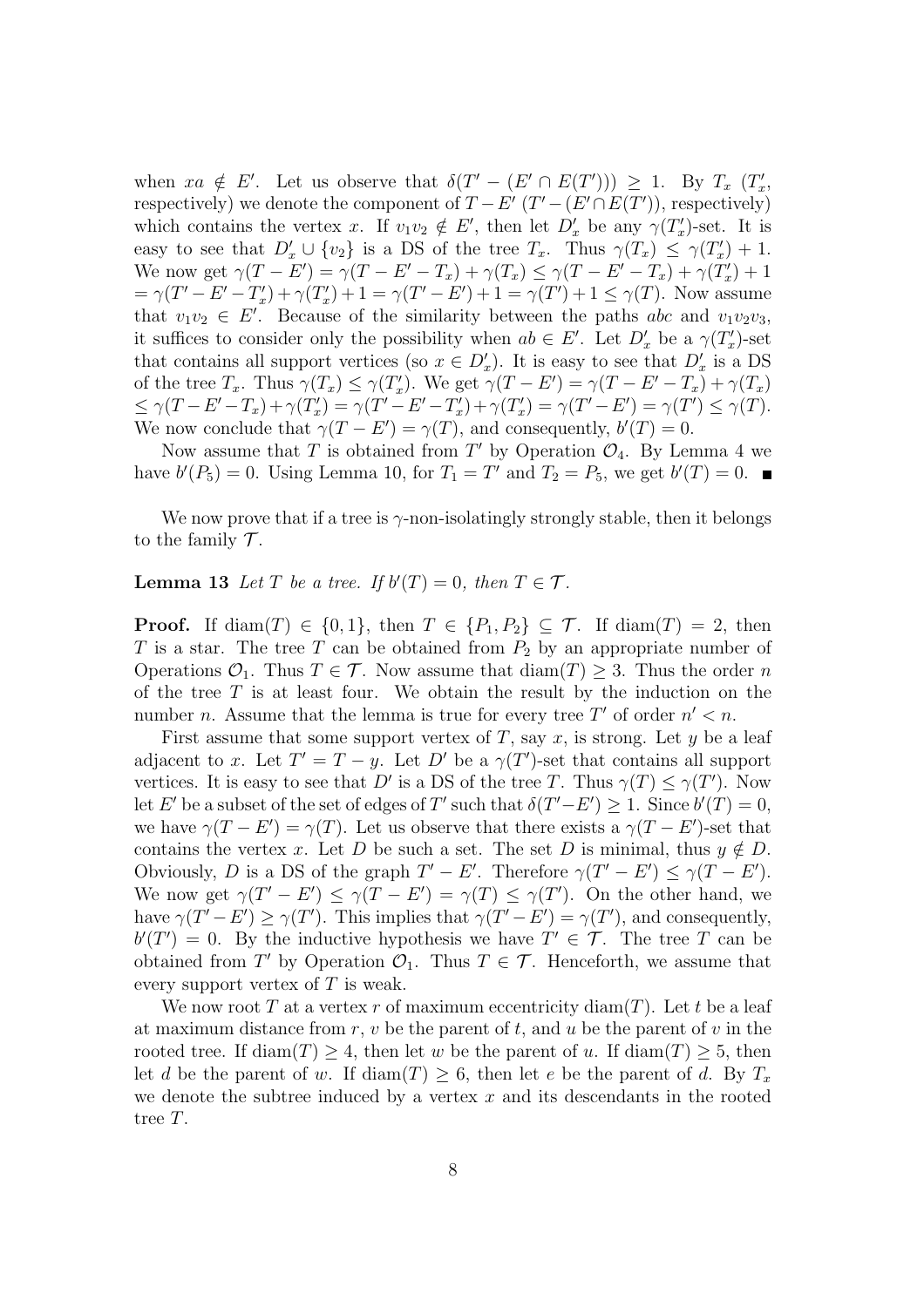when $xa \notin E'$. Let us observe that $\delta(T' - (E' \cap E(T'))) \geq 1$. By $T_x$ ($T'_x$, respectively) we denote the component of $T - E'$ ($T' - (E' \cap E(T'))$, respectively) which contains the vertex $x$. If $v_1v_2 \notin E'$, then let $D'_x$ be any $\gamma(T'_x)$-set. It is easy to see that $D'_x \cup \{v_2\}$ is a DS of the tree $T_x$. Thus $\gamma(T_x) \leq \gamma(T'_x) + 1$. We now get $\gamma(T - E') = \gamma(T - E' - T_x) + \gamma(T_x) \leq \gamma(T - E' - T_x) + \gamma(T'_x) + 1$ $= \gamma(T' - E' - T'_x) + \gamma(T'_x) + 1 = \gamma(T' - E') + 1 = \gamma(T') + 1 \leq \gamma(T)$. Now assume that $v_1v_2 \in E'$. Because of the similarity between the paths $abc$ and $v_1v_2v_3$, it suffices to consider only the possibility when $ab \in E'$. Let $D'_x$ be a $\gamma(T'_x)$-set that contains all support vertices (so $x \in D'_x$). It is easy to see that $D'_x$ is a DS of the tree $T_x$. Thus $\gamma(T_x) \leq \gamma(T'_x)$. We get $\gamma(T - E') = \gamma(T - E' - T_x) + \gamma(T_x)$ $\leq \gamma(T - E' - T_x) + \gamma(T'_x) = \gamma(T' - E' - T'_x) + \gamma(T'_x) = \gamma(T' - E') = \gamma(T') \leq \gamma(T)$. We now conclude that $\gamma(T - E') = \gamma(T)$, and consequently, $b'(T) = 0$.

Now assume that $T$ is obtained from $T'$ by Operation $\mathcal{O}_4$. By Lemma 4 we have $b'(P_5) = 0$. Using Lemma 10, for $T_1 = T'$ and $T_2 = P_5$, we get $b'(T) = 0$. ∎

We now prove that if a tree is $\gamma$-non-isolatingly strongly stable, then it belongs to the family $\mathcal{T}$.

**Lemma 13** *Let $T$ be a tree. If $b'(T) = 0$, then $T \in \mathcal{T}$.*

**Proof.** If $\text{diam}(T) \in \{0, 1\}$, then $T \in \{P_1, P_2\} \subseteq \mathcal{T}$. If $\text{diam}(T) = 2$, then $T$ is a star. The tree $T$ can be obtained from $P_2$ by an appropriate number of Operations $\mathcal{O}_1$. Thus $T \in \mathcal{T}$. Now assume that $\text{diam}(T) \geq 3$. Thus the order $n$ of the tree $T$ is at least four. We obtain the result by the induction on the number $n$. Assume that the lemma is true for every tree $T'$ of order $n' < n$.

First assume that some support vertex of $T$, say $x$, is strong. Let $y$ be a leaf adjacent to $x$. Let $T' = T - y$. Let $D'$ be a $\gamma(T')$-set that contains all support vertices. It is easy to see that $D'$ is a DS of the tree $T$. Thus $\gamma(T) \leq \gamma(T')$. Now let $E'$ be a subset of the set of edges of $T'$ such that $\delta(T' - E') \geq 1$. Since $b'(T) = 0$, we have $\gamma(T - E') = \gamma(T)$. Let us observe that there exists a $\gamma(T - E')$-set that contains the vertex $x$. Let $D$ be such a set. The set $D$ is minimal, thus $y \notin D$. Obviously, $D$ is a DS of the graph $T' - E'$. Therefore $\gamma(T' - E') \leq \gamma(T - E')$. We now get $\gamma(T' - E') \leq \gamma(T - E') = \gamma(T) \leq \gamma(T')$. On the other hand, we have $\gamma(T' - E') \geq \gamma(T')$. This implies that $\gamma(T' - E') = \gamma(T')$, and consequently, $b'(T') = 0$. By the inductive hypothesis we have $T' \in \mathcal{T}$. The tree $T$ can be obtained from $T'$ by Operation $\mathcal{O}_1$. Thus $T \in \mathcal{T}$. Henceforth, we assume that every support vertex of $T$ is weak.

We now root $T$ at a vertex $r$ of maximum eccentricity $\text{diam}(T)$. Let $t$ be a leaf at maximum distance from $r$, $v$ be the parent of $t$, and $u$ be the parent of $v$ in the rooted tree. If $\text{diam}(T) \geq 4$, then let $w$ be the parent of $u$. If $\text{diam}(T) \geq 5$, then let $d$ be the parent of $w$. If $\text{diam}(T) \geq 6$, then let $e$ be the parent of $d$. By $T_x$ we denote the subtree induced by a vertex $x$ and its descendants in the rooted tree $T$.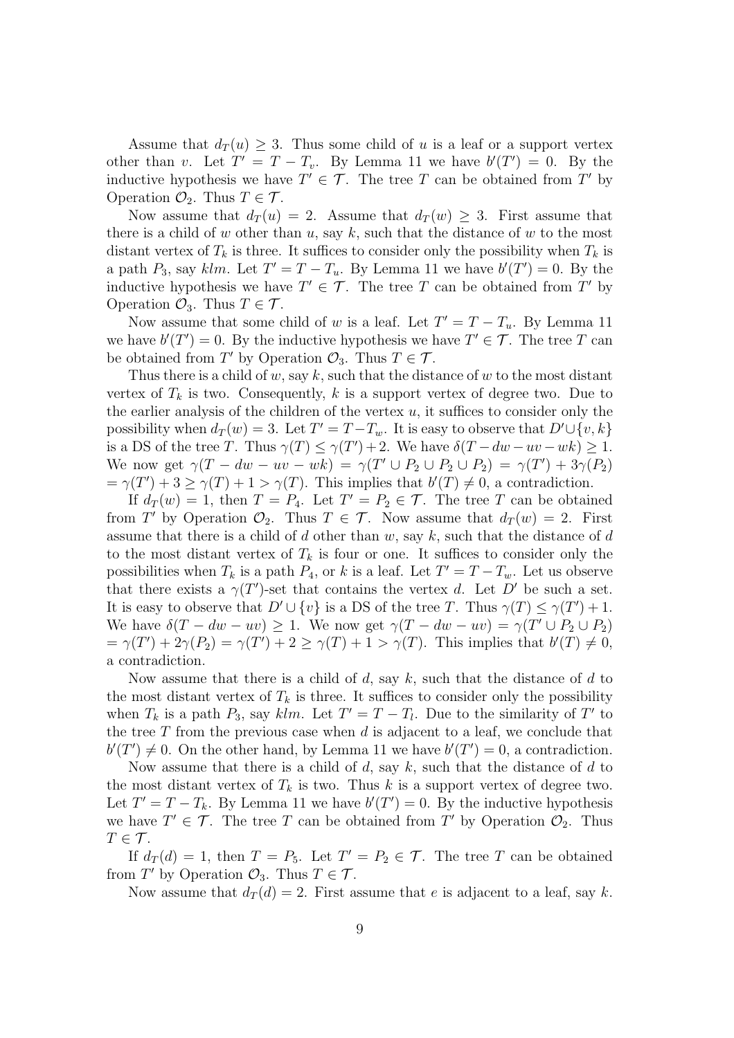Assume that $d_T(u) \geq 3$. Thus some child of $u$ is a leaf or a support vertex other than $v$. Let $T' = T - T_v$. By Lemma 11 we have $b'(T') = 0$. By the inductive hypothesis we have $T' \in \mathcal{T}$. The tree $T$ can be obtained from $T'$ by Operation $\mathcal{O}_2$. Thus $T \in \mathcal{T}$.

Now assume that $d_T(u) = 2$. Assume that $d_T(w) \geq 3$. First assume that there is a child of $w$ other than $u$, say $k$, such that the distance of $w$ to the most distant vertex of $T_k$ is three. It suffices to consider only the possibility when $T_k$ is a path $P_3$, say $klm$. Let $T' = T - T_u$. By Lemma 11 we have $b'(T') = 0$. By the inductive hypothesis we have $T' \in \mathcal{T}$. The tree $T$ can be obtained from $T'$ by Operation $\mathcal{O}_3$. Thus $T \in \mathcal{T}$.

Now assume that some child of $w$ is a leaf. Let $T' = T - T_u$. By Lemma 11 we have $b'(T') = 0$. By the inductive hypothesis we have $T' \in \mathcal{T}$. The tree $T$ can be obtained from $T'$ by Operation $\mathcal{O}_3$. Thus $T \in \mathcal{T}$.

Thus there is a child of $w$, say $k$, such that the distance of $w$ to the most distant vertex of $T_k$ is two. Consequently, $k$ is a support vertex of degree two. Due to the earlier analysis of the children of the vertex $u$, it suffices to consider only the possibility when $d_T(w) = 3$. Let $T' = T - T_w$. It is easy to observe that $D' \cup \{v, k\}$ is a DS of the tree $T$. Thus $\gamma(T) \leq \gamma(T') + 2$. We have $\delta(T - dw - uv - wk) \geq 1$. We now get $\gamma(T - dw - uv - wk) = \gamma(T' \cup P_2 \cup P_2 \cup P_2) = \gamma(T') + 3\gamma(P_2)$ $= \gamma(T') + 3 \geq \gamma(T) + 1 > \gamma(T)$. This implies that $b'(T) \neq 0$, a contradiction.

If $d_T(w) = 1$, then $T = P_4$. Let $T' = P_2 \in \mathcal{T}$. The tree $T$ can be obtained from $T'$ by Operation $\mathcal{O}_2$. Thus $T \in \mathcal{T}$. Now assume that $d_T(w) = 2$. First assume that there is a child of $d$ other than $w$, say $k$, such that the distance of $d$ to the most distant vertex of $T_k$ is four or one. It suffices to consider only the possibilities when $T_k$ is a path $P_4$, or $k$ is a leaf. Let $T' = T - T_w$. Let us observe that there exists a $\gamma(T')$-set that contains the vertex $d$. Let $D'$ be such a set. It is easy to observe that $D' \cup \{v\}$ is a DS of the tree $T$. Thus $\gamma(T) \leq \gamma(T') + 1$. We have $\delta(T - dw - uv) \geq 1$. We now get $\gamma(T - dw - uv) = \gamma(T' \cup P_2 \cup P_2)$ $= \gamma(T') + 2\gamma(P_2) = \gamma(T') + 2 \geq \gamma(T) + 1 > \gamma(T)$. This implies that $b'(T) \neq 0$, a contradiction.

Now assume that there is a child of $d$, say $k$, such that the distance of $d$ to the most distant vertex of $T_k$ is three. It suffices to consider only the possibility when $T_k$ is a path $P_3$, say $klm$. Let $T' = T - T_l$. Due to the similarity of $T'$ to the tree $T$ from the previous case when $d$ is adjacent to a leaf, we conclude that $b'(T') \neq 0$. On the other hand, by Lemma 11 we have $b'(T') = 0$, a contradiction.

Now assume that there is a child of $d$, say $k$, such that the distance of $d$ to the most distant vertex of $T_k$ is two. Thus $k$ is a support vertex of degree two. Let $T' = T - T_k$. By Lemma 11 we have $b'(T') = 0$. By the inductive hypothesis we have $T' \in \mathcal{T}$. The tree $T$ can be obtained from $T'$ by Operation $\mathcal{O}_2$. Thus $T \in \mathcal{T}$.

If $d_T(d) = 1$, then $T = P_5$. Let $T' = P_2 \in \mathcal{T}$. The tree $T$ can be obtained from $T'$ by Operation $\mathcal{O}_3$. Thus $T \in \mathcal{T}$.

Now assume that $d_T(d) = 2$. First assume that $e$ is adjacent to a leaf, say $k$.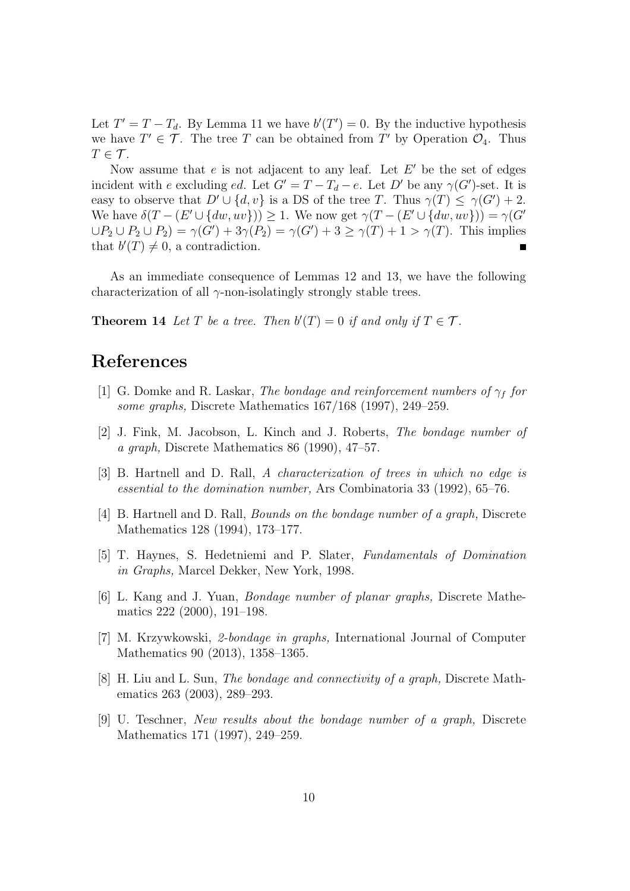Let $T' = T - T_d$. By Lemma 11 we have $b'(T') = 0$. By the inductive hypothesis we have $T' \in \mathcal{T}$. The tree $T$ can be obtained from $T'$ by Operation $\mathcal{O}_4$. Thus $T \in \mathcal{T}$.

Now assume that $e$ is not adjacent to any leaf. Let $E'$ be the set of edges incident with $e$ excluding $ed$. Let $G' = T - T_d - e$. Let $D'$ be any $\gamma(G')$-set. It is easy to observe that $D' \cup \{d, v\}$ is a DS of the tree $T$. Thus $\gamma(T) \leq \gamma(G') + 2$. We have $\delta(T - (E' \cup \{dw, uv\})) \geq 1$. We now get $\gamma(T - (E' \cup \{dw, uv\})) = \gamma(G' \cup P_2 \cup P_2 \cup P_2) = \gamma(G') + 3\gamma(P_2) = \gamma(G') + 3 \geq \gamma(T) + 1 > \gamma(T)$. This implies that $b'(T) \neq 0$, a contradiction. ∎

As an immediate consequence of Lemmas 12 and 13, we have the following characterization of all $\gamma$-non-isolatingly strongly stable trees.

**Theorem 14** *Let $T$ be a tree. Then $b'(T) = 0$ if and only if $T \in \mathcal{T}$.*

## References

[1] G. Domke and R. Laskar, *The bondage and reinforcement numbers of $\gamma_f$ for some graphs,* Discrete Mathematics 167/168 (1997), 249–259.

[2] J. Fink, M. Jacobson, L. Kinch and J. Roberts, *The bondage number of a graph,* Discrete Mathematics 86 (1990), 47–57.

[3] B. Hartnell and D. Rall, *A characterization of trees in which no edge is essential to the domination number,* Ars Combinatoria 33 (1992), 65–76.

[4] B. Hartnell and D. Rall, *Bounds on the bondage number of a graph,* Discrete Mathematics 128 (1994), 173–177.

[5] T. Haynes, S. Hedetniemi and P. Slater, *Fundamentals of Domination in Graphs,* Marcel Dekker, New York, 1998.

[6] L. Kang and J. Yuan, *Bondage number of planar graphs,* Discrete Mathematics 222 (2000), 191–198.

[7] M. Krzywkowski, *2-bondage in graphs,* International Journal of Computer Mathematics 90 (2013), 1358–1365.

[8] H. Liu and L. Sun, *The bondage and connectivity of a graph,* Discrete Mathematics 263 (2003), 289–293.

[9] U. Teschner, *New results about the bondage number of a graph,* Discrete Mathematics 171 (1997), 249–259.